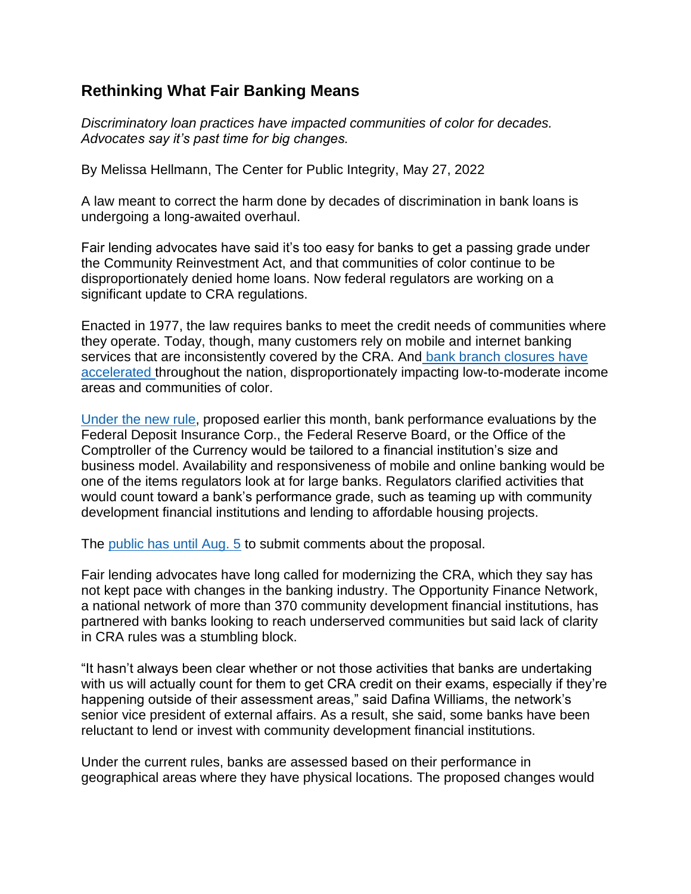## Rethinking What Fair Banking Means

*Discriminatory loan practices have impacted communities of color for decades. Advocates say it's past time for big changes.*

By Melissa Hellmann, The Center for Public Integrity, May 27, 2022

A law meant to correct the harm done by decades of discrimination in bank loans is undergoing a long-awaited overhaul.

Fair lending advocates have said it's too easy for banks to get a passing grade under the Community Reinvestment Act, and that communities of color continue to be disproportionately denied home loans. Now federal regulators are working on a significant update to CRA regulations.

Enacted in 1977, the law requires banks to meet the credit needs of communities where they operate. Today, though, many customers rely on mobile and internet banking services that are inconsistently covered by the CRA. And bank branch closures have accelerated throughout the nation, disproportionately impacting low-to-moderate income areas and communities of color.

Under the new rule, proposed earlier this month, bank performance evaluations by the Federal Deposit Insurance Corp., the Federal Reserve Board, or the Office of the Comptroller of the Currency would be tailored to a financial institution's size and business model. Availability and responsiveness of mobile and online banking would be one of the items regulators look at for large banks. Regulators clarified activities that would count toward a bank's performance grade, such as teaming up with community development financial institutions and lending to affordable housing projects.

The public has until Aug. 5 to submit comments about the proposal.

Fair lending advocates have long called for modernizing the CRA, which they say has not kept pace with changes in the banking industry. The Opportunity Finance Network, a national network of more than 370 community development financial institutions, has partnered with banks looking to reach underserved communities but said lack of clarity in CRA rules was a stumbling block.

"It hasn't always been clear whether or not those activities that banks are undertaking with us will actually count for them to get CRA credit on their exams, especially if they're happening outside of their assessment areas," said Dafina Williams, the network's senior vice president of external affairs. As a result, she said, some banks have been reluctant to lend or invest with community development financial institutions.

Under the current rules, banks are assessed based on their performance in geographical areas where they have physical locations. The proposed changes would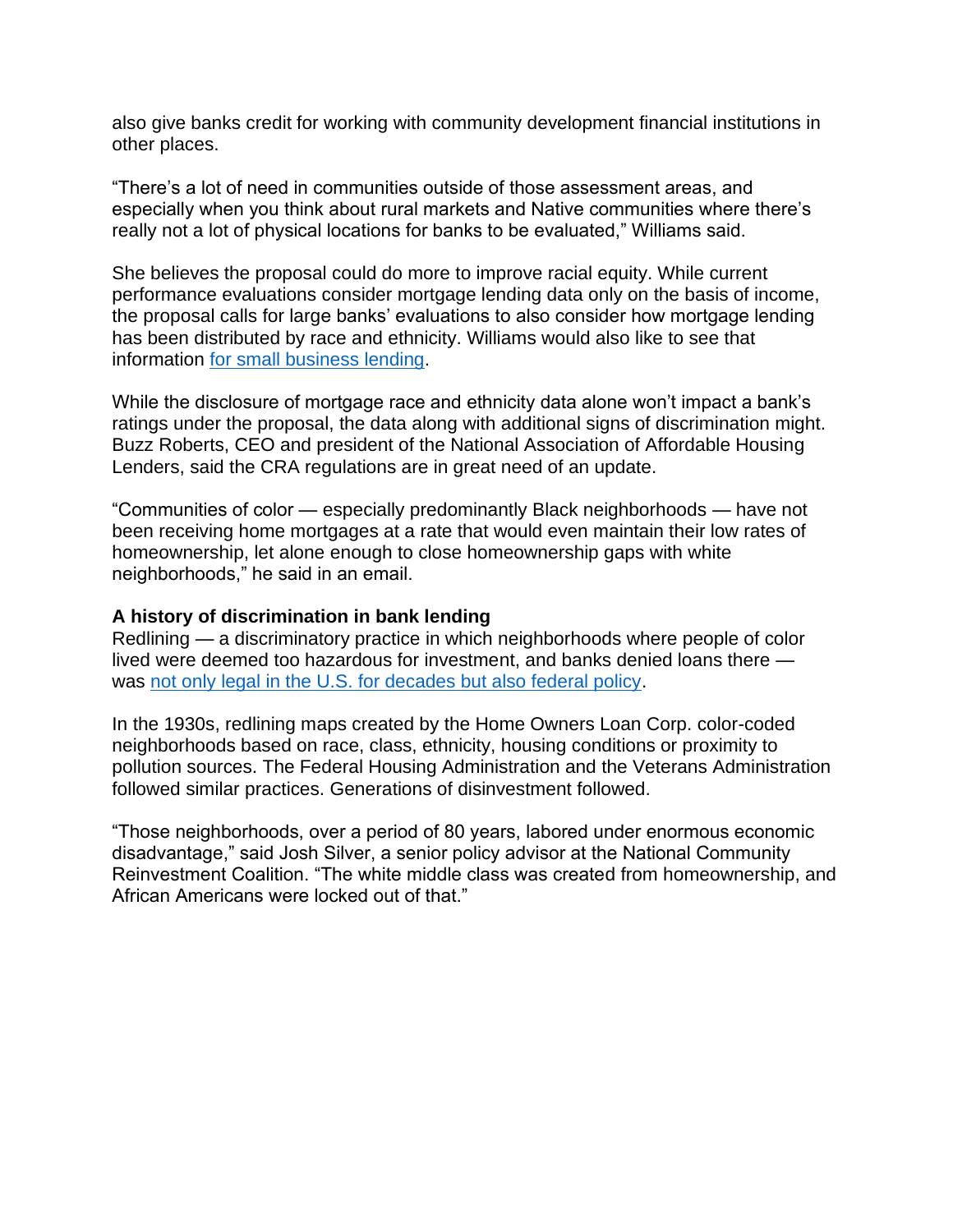also give banks credit for working with community development financial institutions in other places.

“There’s a lot of need in communities outside of those assessment areas, and especially when you think about rural markets and Native communities where there’s really not a lot of physical locations for banks to be evaluated,” Williams said.

She believes the proposal could do more to improve racial equity. While current performance evaluations consider mortgage lending data only on the basis of income, the proposal calls for large banks’ evaluations to also consider how mortgage lending has been distributed by race and ethnicity. Williams would also like to see that information for small business lending.

While the disclosure of mortgage race and ethnicity data alone won’t impact a bank’s ratings under the proposal, the data along with additional signs of discrimination might. Buzz Roberts, CEO and president of the National Association of Affordable Housing Lenders, said the CRA regulations are in great need of an update.

“Communities of color — especially predominantly Black neighborhoods — have not been receiving home mortgages at a rate that would even maintain their low rates of homeownership, let alone enough to close homeownership gaps with white neighborhoods,” he said in an email.

**A history of discrimination in bank lending**

Redlining — a discriminatory practice in which neighborhoods where people of color lived were deemed too hazardous for investment, and banks denied loans there — was not only legal in the U.S. for decades but also federal policy.

In the 1930s, redlining maps created by the Home Owners Loan Corp. color-coded neighborhoods based on race, class, ethnicity, housing conditions or proximity to pollution sources. The Federal Housing Administration and the Veterans Administration followed similar practices. Generations of disinvestment followed.

“Those neighborhoods, over a period of 80 years, labored under enormous economic disadvantage,” said Josh Silver, a senior policy advisor at the National Community Reinvestment Coalition. “The white middle class was created from homeownership, and African Americans were locked out of that.”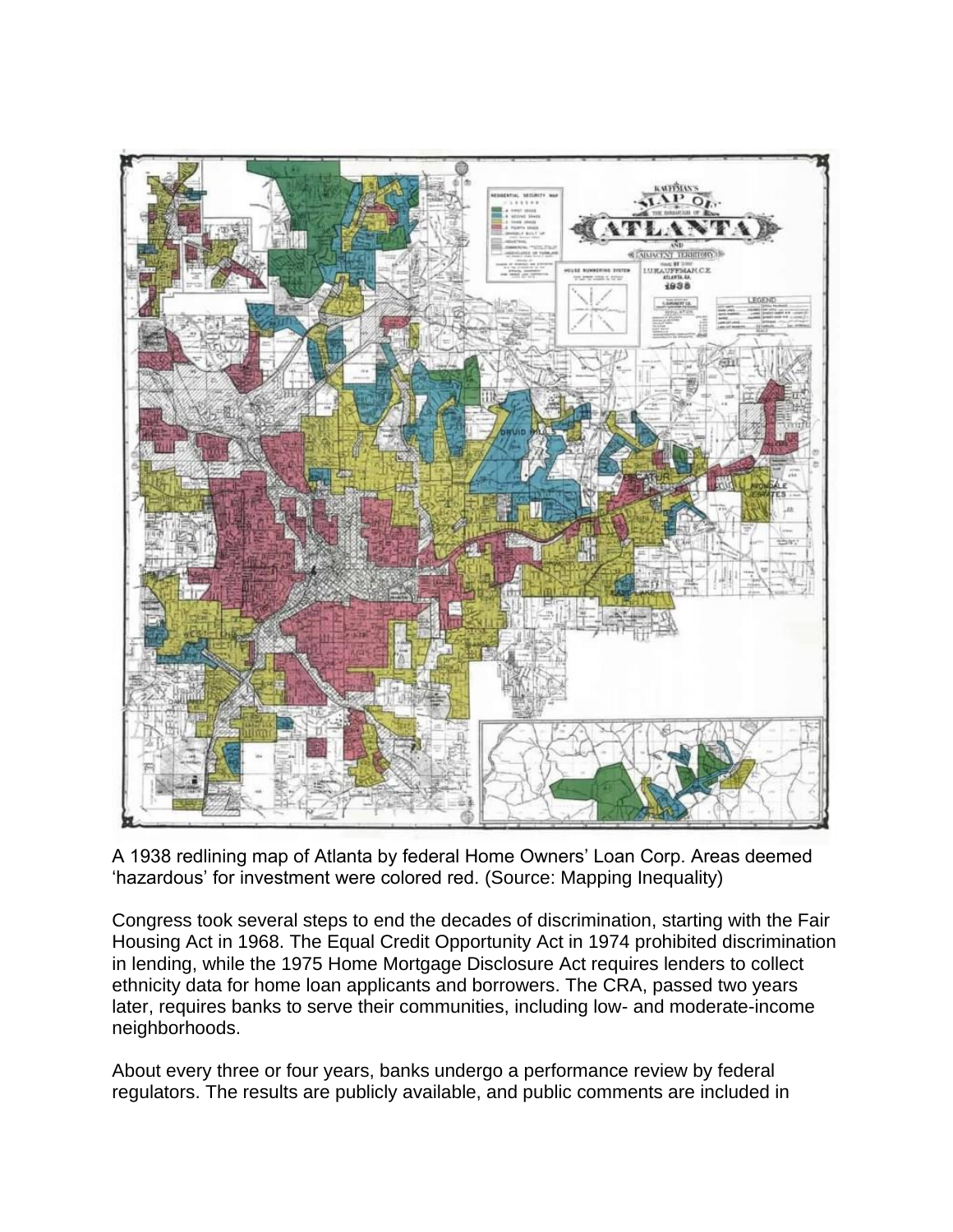A 1938 redlining map of Atlanta by federal Home Owners' Loan Corp. Areas deemed 'hazardous' for investment were colored red. (Source: Mapping Inequality)

Congress took several steps to end the decades of discrimination, starting with the Fair Housing Act in 1968. The Equal Credit Opportunity Act in 1974 prohibited discrimination in lending, while the 1975 Home Mortgage Disclosure Act requires lenders to collect ethnicity data for home loan applicants and borrowers. The CRA, passed two years later, requires banks to serve their communities, including low- and moderate-income neighborhoods.

About every three or four years, banks undergo a performance review by federal regulators. The results are publicly available, and public comments are included in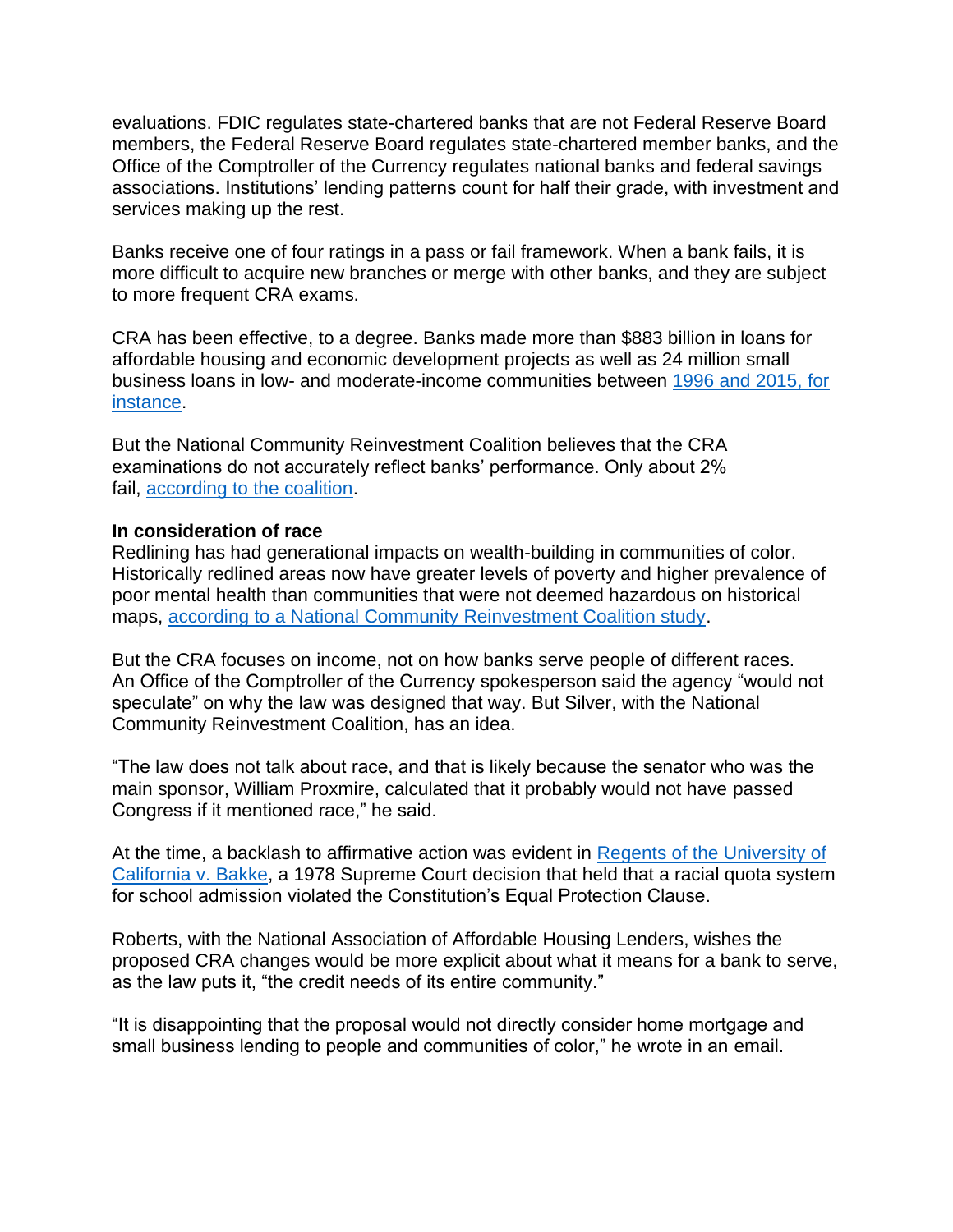evaluations. FDIC regulates state-chartered banks that are not Federal Reserve Board members, the Federal Reserve Board regulates state-chartered member banks, and the Office of the Comptroller of the Currency regulates national banks and federal savings associations. Institutions' lending patterns count for half their grade, with investment and services making up the rest.

Banks receive one of four ratings in a pass or fail framework. When a bank fails, it is more difficult to acquire new branches or merge with other banks, and they are subject to more frequent CRA exams.

CRA has been effective, to a degree. Banks made more than $883 billion in loans for affordable housing and economic development projects as well as 24 million small business loans in low- and moderate-income communities between [1996 and 2015, for instance](#).

But the National Community Reinvestment Coalition believes that the CRA examinations do not accurately reflect banks' performance. Only about 2% fail, [according to the coalition](#).

**In consideration of race**

Redlining has had generational impacts on wealth-building in communities of color. Historically redlined areas now have greater levels of poverty and higher prevalence of poor mental health than communities that were not deemed hazardous on historical maps, [according to a National Community Reinvestment Coalition study](#).

But the CRA focuses on income, not on how banks serve people of different races. An Office of the Comptroller of the Currency spokesperson said the agency "would not speculate" on why the law was designed that way. But Silver, with the National Community Reinvestment Coalition, has an idea.

"The law does not talk about race, and that is likely because the senator who was the main sponsor, William Proxmire, calculated that it probably would not have passed Congress if it mentioned race," he said.

At the time, a backlash to affirmative action was evident in [Regents of the University of California v. Bakke](#), a 1978 Supreme Court decision that held that a racial quota system for school admission violated the Constitution's Equal Protection Clause.

Roberts, with the National Association of Affordable Housing Lenders, wishes the proposed CRA changes would be more explicit about what it means for a bank to serve, as the law puts it, "the credit needs of its entire community."

"It is disappointing that the proposal would not directly consider home mortgage and small business lending to people and communities of color," he wrote in an email.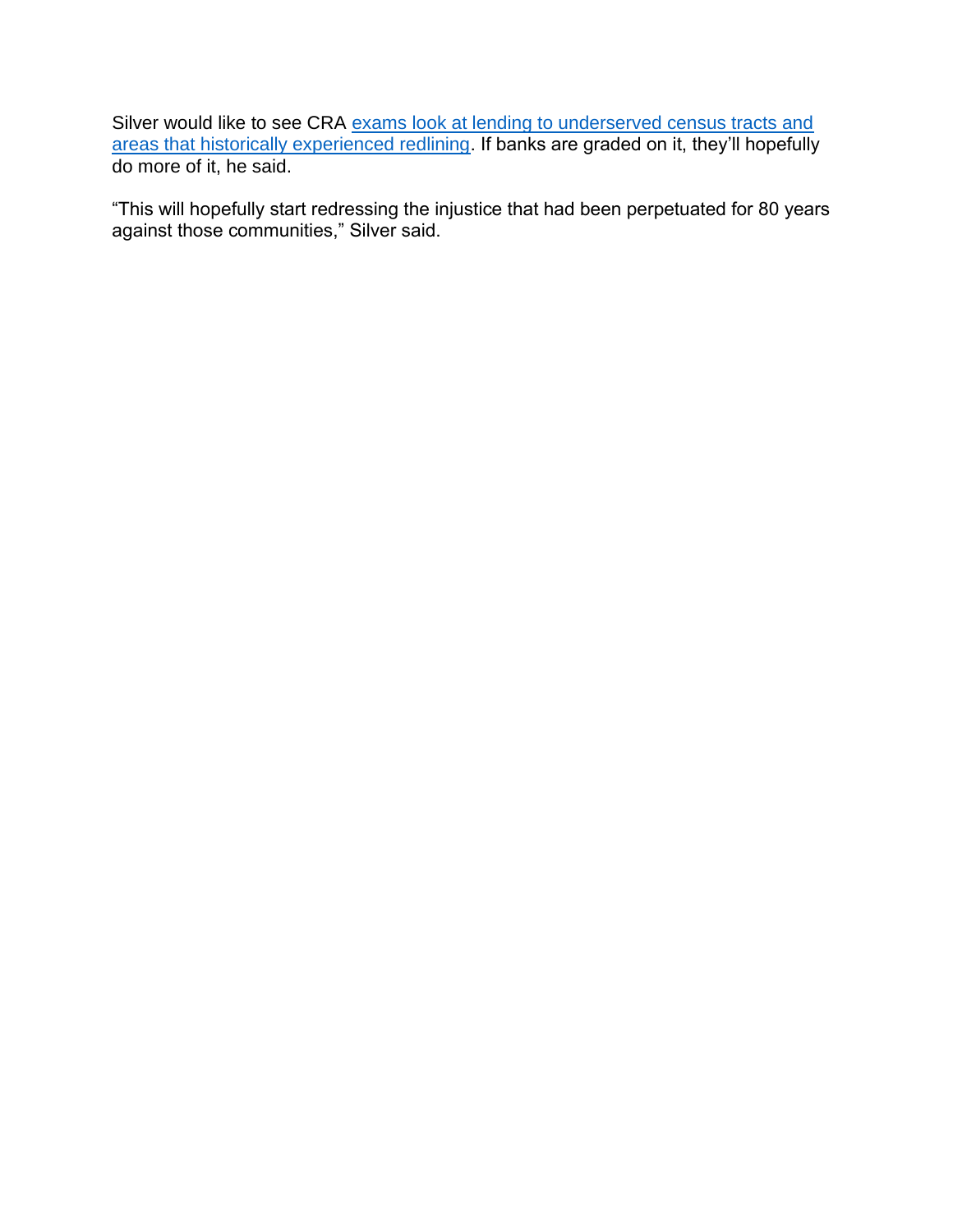Silver would like to see CRA exams look at lending to underserved census tracts and areas that historically experienced redlining. If banks are graded on it, they'll hopefully do more of it, he said.

"This will hopefully start redressing the injustice that had been perpetuated for 80 years against those communities," Silver said.